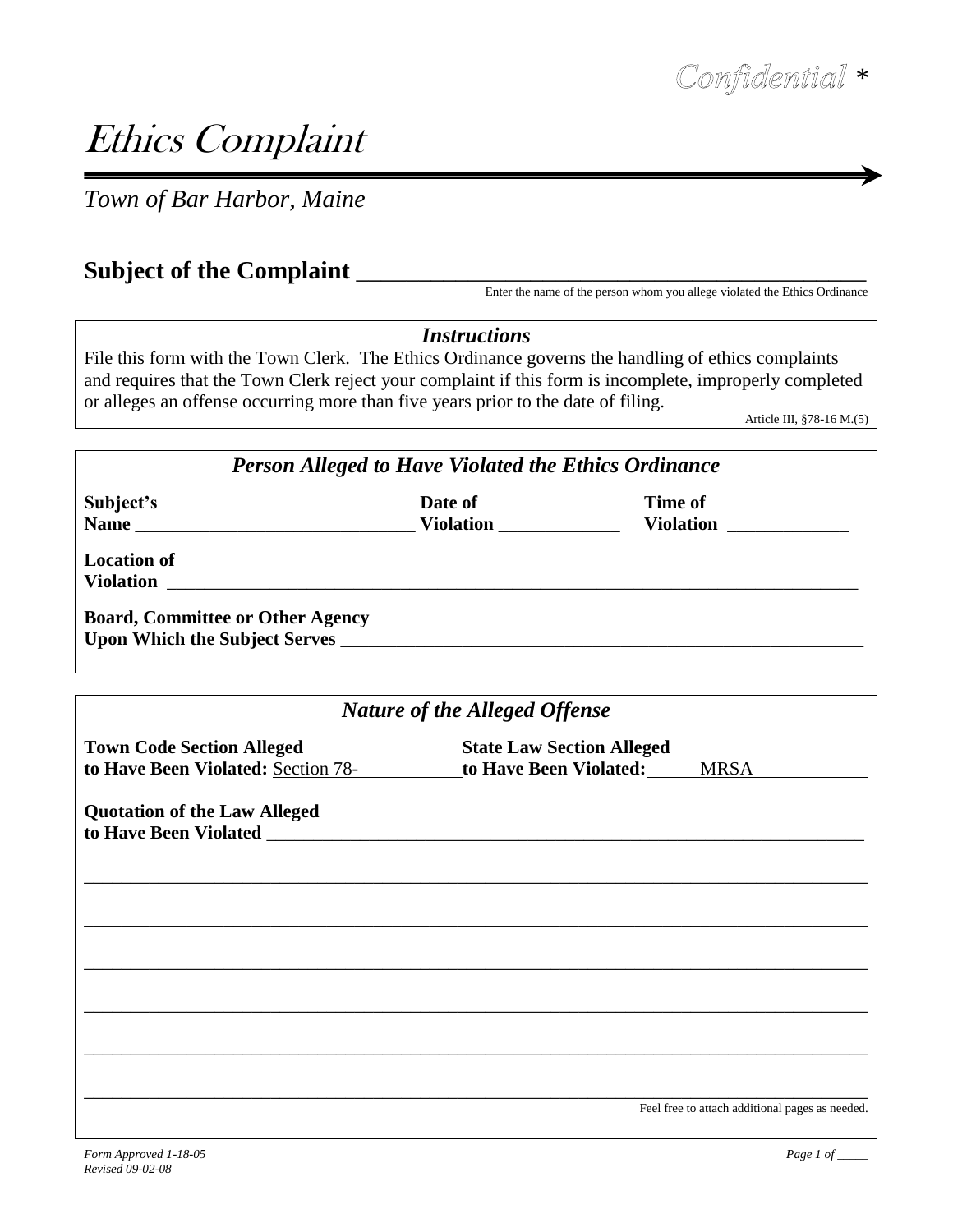Confidential *

# Ethics Complaint

*Town of Bar Harbor, Maine*

## Subject of the Complaint ________________________________________

Enter the name of the person whom you allege violated the Ethics Ordinance

### *Instructions*

File this form with the Town Clerk. The Ethics Ordinance governs the handling of ethics complaints and requires that the Town Clerk reject your complaint if this form is incomplete, improperly completed or alleges an offense occurring more than five years prior to the date of filing.

Article III, §78-16 M.(5)

### *Person Alleged to Have Violated the Ethics Ordinance*

**Subject's Name** ______________________________ **Date of Violation** _____________ **Time of Violation** _____________

**Location of Violation** ____________________________________________________________________________

**Board, Committee or Other Agency Upon Which the Subject Serves** ________________________________________________________

### *Nature of the Alleged Offense*

**Town Code Section Alleged to Have Been Violated:** Section 78-____________ **State Law Section Alleged to Have Been Violated:** ______ MRSA ____________

**Quotation of the Law Alleged to Have Been Violated** ______________________________________________________________

______________________________________________________________________________________

______________________________________________________________________________________

______________________________________________________________________________________

______________________________________________________________________________________

______________________________________________________________________________________

______________________________________________________________________________________

Feel free to attach additional pages as needed.

*Form Approved 1-18-05*
*Revised 09-02-08*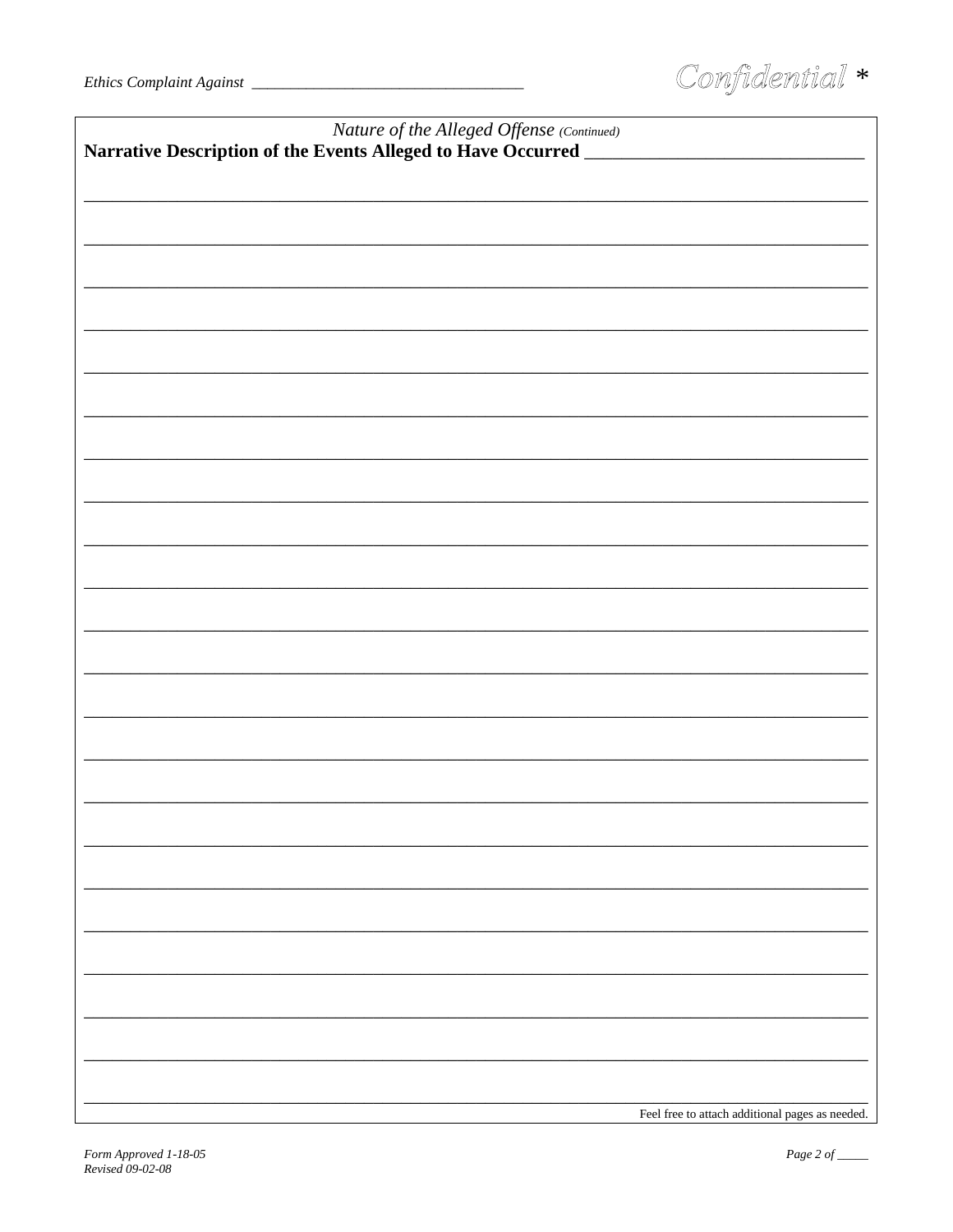*Ethics Complaint Against* __________________________________ *Confidential* *

*Nature of the Alleged Offense (Continued)*

**Narrative Description of the Events Alleged to Have Occurred** ______________________________

_____________________________________________________________________________________

_____________________________________________________________________________________

_____________________________________________________________________________________

_____________________________________________________________________________________

_____________________________________________________________________________________

_____________________________________________________________________________________

_____________________________________________________________________________________

_____________________________________________________________________________________

_____________________________________________________________________________________

_____________________________________________________________________________________

_____________________________________________________________________________________

_____________________________________________________________________________________

_____________________________________________________________________________________

_____________________________________________________________________________________

_____________________________________________________________________________________

_____________________________________________________________________________________

_____________________________________________________________________________________

_____________________________________________________________________________________

_____________________________________________________________________________________

_____________________________________________________________________________________

_____________________________________________________________________________________

_____________________________________________________________________________________

Feel free to attach additional pages as needed.

*Form Approved 1-18-05*
*Revised 09-02-08*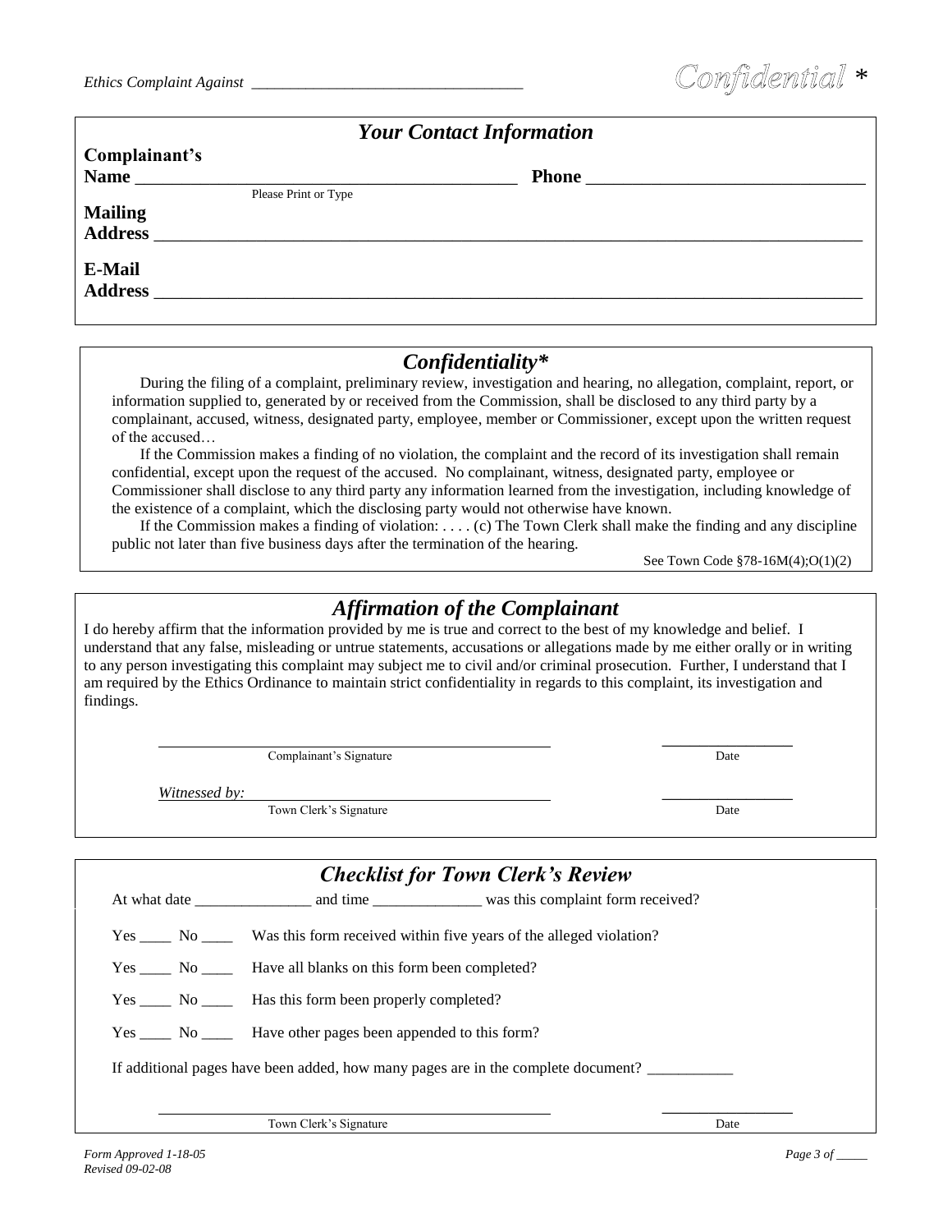Ethics Complaint Against ________________________________

Confidential *

## *Your Contact Information*

**Complainant's Name** ________________________________________ **Phone** ______________________________

Please Print or Type

**Mailing Address** ____________________________________________________________________________

**E-Mail Address** ____________________________________________________________________________

## *Confidentiality**

During the filing of a complaint, preliminary review, investigation and hearing, no allegation, complaint, report, or information supplied to, generated by or received from the Commission, shall be disclosed to any third party by a complainant, accused, witness, designated party, employee, member or Commissioner, except upon the written request of the accused…

If the Commission makes a finding of no violation, the complaint and the record of its investigation shall remain confidential, except upon the request of the accused. No complainant, witness, designated party, employee or Commissioner shall disclose to any third party any information learned from the investigation, including knowledge of the existence of a complaint, which the disclosing party would not otherwise have known.

If the Commission makes a finding of violation: . . . . (c) The Town Clerk shall make the finding and any discipline public not later than five business days after the termination of the hearing.

See Town Code §78-16M(4);O(1)(2)

## *Affirmation of the Complainant*

I do hereby affirm that the information provided by me is true and correct to the best of my knowledge and belief. I understand that any false, misleading or untrue statements, accusations or allegations made by me either orally or in writing to any person investigating this complaint may subject me to civil and/or criminal prosecution. Further, I understand that I am required by the Ethics Ordinance to maintain strict confidentiality in regards to this complaint, its investigation and findings.

________________________________________ ________________

Complainant's Signature Date

*Witnessed by:* ________________________________ ________________

Town Clerk's Signature Date

## *Checklist for Town Clerk's Review*

At what date _______________ and time ______________ was this complaint form received?

Yes ____ No ____ Was this form received within five years of the alleged violation?

Yes ____ No ____ Have all blanks on this form been completed?

Yes ____ No ____ Has this form been properly completed?

Yes ____ No ____ Have other pages been appended to this form?

If additional pages have been added, how many pages are in the complete document? ___________

________________________________________ ________________

Town Clerk's Signature Date

*Form Approved 1-18-05*
*Revised 09-02-08*